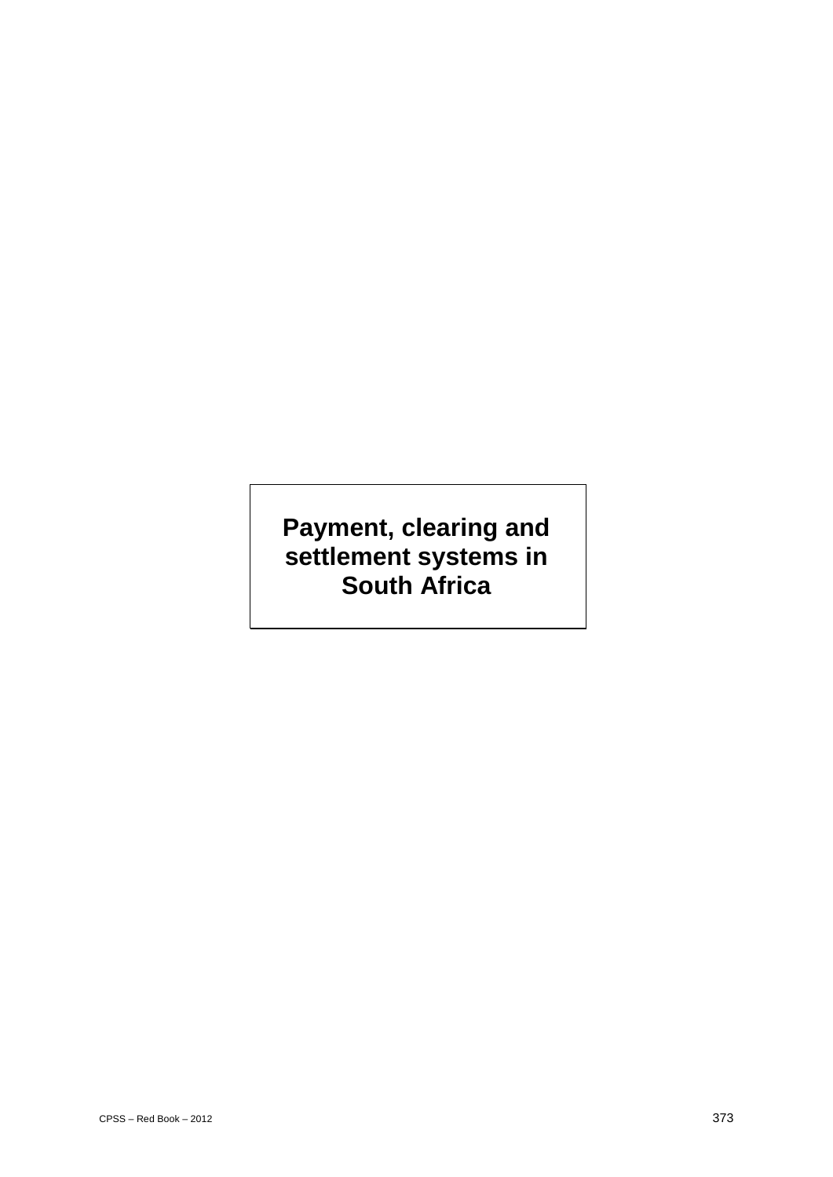# Payment, clearing and settlement systems in South Africa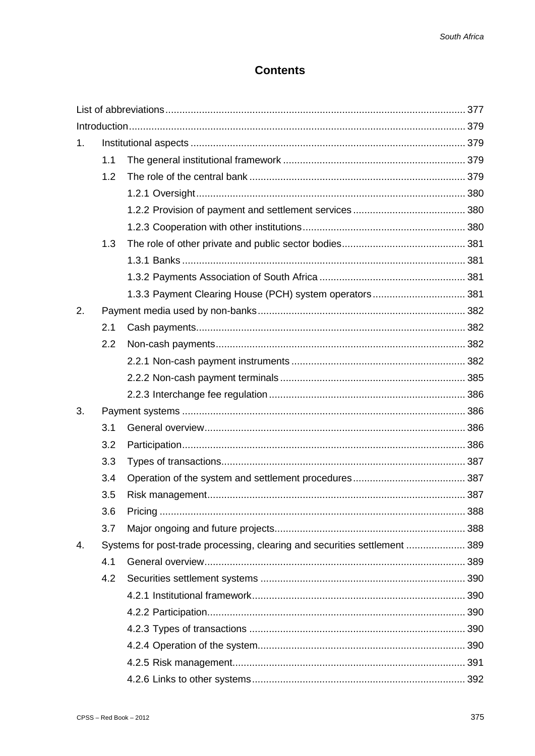# Contents

| | | |
|---|---|---|
| List of abbreviations | | 377 |
| Introduction | | 379 |
| 1. | Institutional aspects | 379 |
| | 1.1 The general institutional framework | 379 |
| | 1.2 The role of the central bank | 379 |
| | 1.2.1 Oversight | 380 |
| | 1.2.2 Provision of payment and settlement services | 380 |
| | 1.2.3 Cooperation with other institutions | 380 |
| | 1.3 The role of other private and public sector bodies | 381 |
| | 1.3.1 Banks | 381 |
| | 1.3.2 Payments Association of South Africa | 381 |
| | 1.3.3 Payment Clearing House (PCH) system operators | 381 |
| 2. | Payment media used by non-banks | 382 |
| | 2.1 Cash payments | 382 |
| | 2.2 Non-cash payments | 382 |
| | 2.2.1 Non-cash payment instruments | 382 |
| | 2.2.2 Non-cash payment terminals | 385 |
| | 2.2.3 Interchange fee regulation | 386 |
| 3. | Payment systems | 386 |
| | 3.1 General overview | 386 |
| | 3.2 Participation | 386 |
| | 3.3 Types of transactions | 387 |
| | 3.4 Operation of the system and settlement procedures | 387 |
| | 3.5 Risk management | 387 |
| | 3.6 Pricing | 388 |
| | 3.7 Major ongoing and future projects | 388 |
| 4. | Systems for post-trade processing, clearing and securities settlement | 389 |
| | 4.1 General overview | 389 |
| | 4.2 Securities settlement systems | 390 |
| | 4.2.1 Institutional framework | 390 |
| | 4.2.2 Participation | 390 |
| | 4.2.3 Types of transactions | 390 |
| | 4.2.4 Operation of the system | 390 |
| | 4.2.5 Risk management | 391 |
| | 4.2.6 Links to other systems | 392 |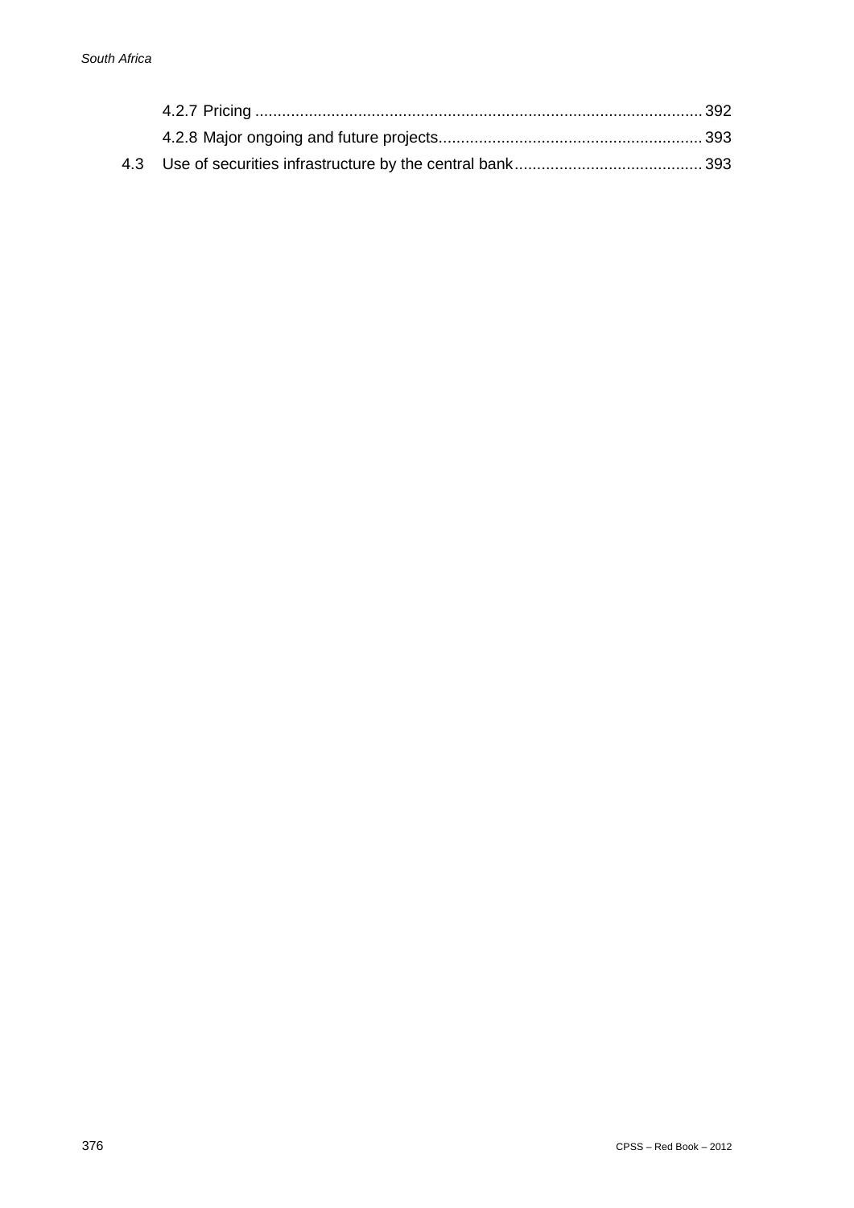4.2.7 Pricing .................................................................................................. 392

4.2.8 Major ongoing and future projects........................................................... 393

4.3 Use of securities infrastructure by the central bank.......................................... 393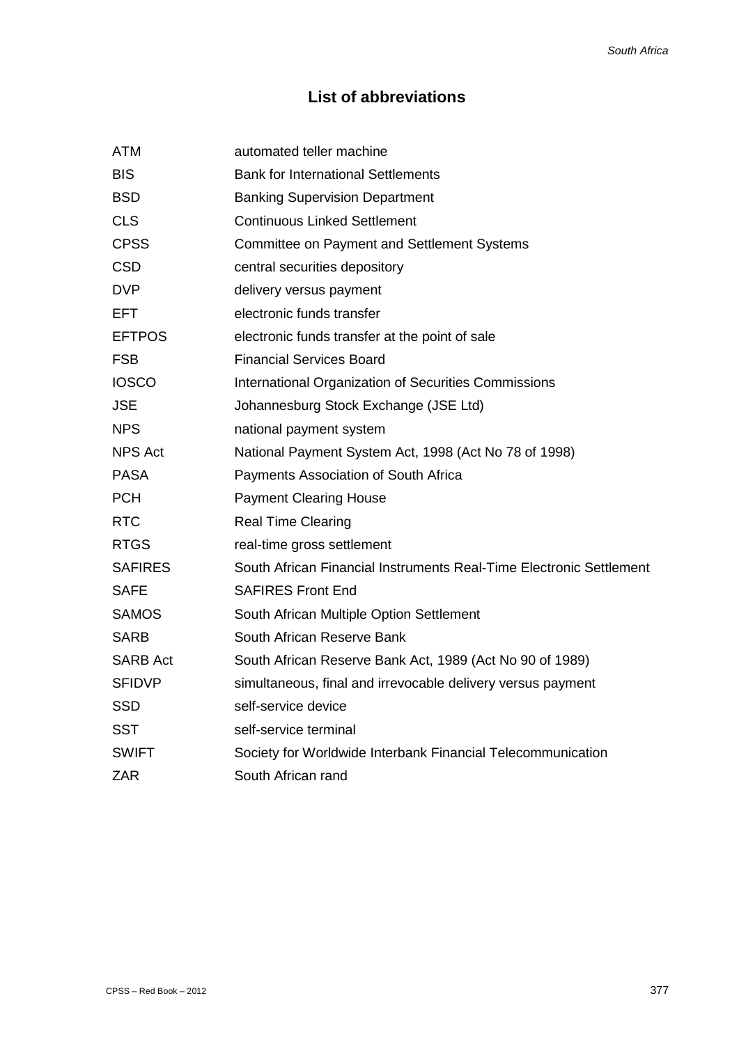# List of abbreviations

| | |
|---|---|
| ATM | automated teller machine |
| BIS | Bank for International Settlements |
| BSD | Banking Supervision Department |
| CLS | Continuous Linked Settlement |
| CPSS | Committee on Payment and Settlement Systems |
| CSD | central securities depository |
| DVP | delivery versus payment |
| EFT | electronic funds transfer |
| EFTPOS | electronic funds transfer at the point of sale |
| FSB | Financial Services Board |
| IOSCO | International Organization of Securities Commissions |
| JSE | Johannesburg Stock Exchange (JSE Ltd) |
| NPS | national payment system |
| NPS Act | National Payment System Act, 1998 (Act No 78 of 1998) |
| PASA | Payments Association of South Africa |
| PCH | Payment Clearing House |
| RTC | Real Time Clearing |
| RTGS | real-time gross settlement |
| SAFIRES | South African Financial Instruments Real-Time Electronic Settlement |
| SAFE | SAFIRES Front End |
| SAMOS | South African Multiple Option Settlement |
| SARB | South African Reserve Bank |
| SARB Act | South African Reserve Bank Act, 1989 (Act No 90 of 1989) |
| SFIDVP | simultaneous, final and irrevocable delivery versus payment |
| SSD | self-service device |
| SST | self-service terminal |
| SWIFT | Society for Worldwide Interbank Financial Telecommunication |
| ZAR | South African rand |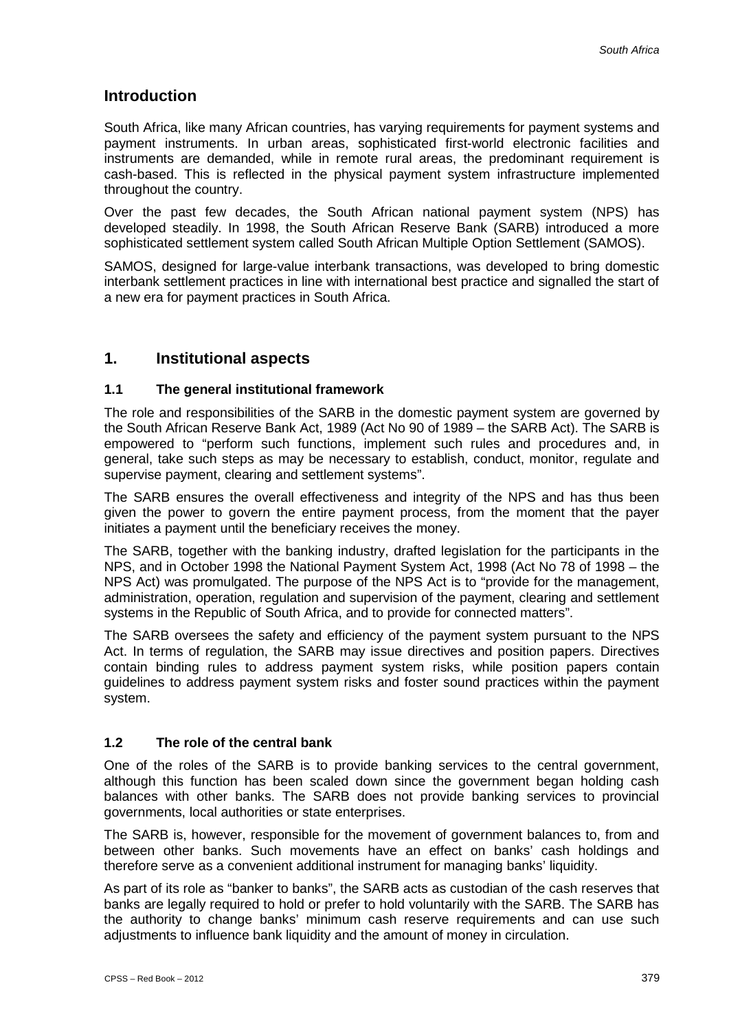## Introduction

South Africa, like many African countries, has varying requirements for payment systems and payment instruments. In urban areas, sophisticated first-world electronic facilities and instruments are demanded, while in remote rural areas, the predominant requirement is cash-based. This is reflected in the physical payment system infrastructure implemented throughout the country.

Over the past few decades, the South African national payment system (NPS) has developed steadily. In 1998, the South African Reserve Bank (SARB) introduced a more sophisticated settlement system called South African Multiple Option Settlement (SAMOS).

SAMOS, designed for large-value interbank transactions, was developed to bring domestic interbank settlement practices in line with international best practice and signalled the start of a new era for payment practices in South Africa.

## 1. Institutional aspects

### 1.1 The general institutional framework

The role and responsibilities of the SARB in the domestic payment system are governed by the South African Reserve Bank Act, 1989 (Act No 90 of 1989 – the SARB Act). The SARB is empowered to "perform such functions, implement such rules and procedures and, in general, take such steps as may be necessary to establish, conduct, monitor, regulate and supervise payment, clearing and settlement systems".

The SARB ensures the overall effectiveness and integrity of the NPS and has thus been given the power to govern the entire payment process, from the moment that the payer initiates a payment until the beneficiary receives the money.

The SARB, together with the banking industry, drafted legislation for the participants in the NPS, and in October 1998 the National Payment System Act, 1998 (Act No 78 of 1998 – the NPS Act) was promulgated. The purpose of the NPS Act is to "provide for the management, administration, operation, regulation and supervision of the payment, clearing and settlement systems in the Republic of South Africa, and to provide for connected matters".

The SARB oversees the safety and efficiency of the payment system pursuant to the NPS Act. In terms of regulation, the SARB may issue directives and position papers. Directives contain binding rules to address payment system risks, while position papers contain guidelines to address payment system risks and foster sound practices within the payment system.

### 1.2 The role of the central bank

One of the roles of the SARB is to provide banking services to the central government, although this function has been scaled down since the government began holding cash balances with other banks. The SARB does not provide banking services to provincial governments, local authorities or state enterprises.

The SARB is, however, responsible for the movement of government balances to, from and between other banks. Such movements have an effect on banks' cash holdings and therefore serve as a convenient additional instrument for managing banks' liquidity.

As part of its role as "banker to banks", the SARB acts as custodian of the cash reserves that banks are legally required to hold or prefer to hold voluntarily with the SARB. The SARB has the authority to change banks' minimum cash reserve requirements and can use such adjustments to influence bank liquidity and the amount of money in circulation.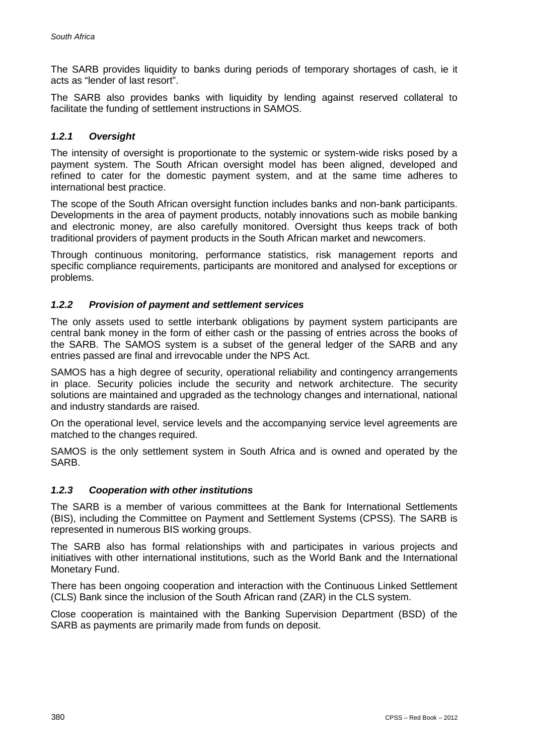The SARB provides liquidity to banks during periods of temporary shortages of cash, ie it acts as "lender of last resort".

The SARB also provides banks with liquidity by lending against reserved collateral to facilitate the funding of settlement instructions in SAMOS.

### *1.2.1 Oversight*

The intensity of oversight is proportionate to the systemic or system-wide risks posed by a payment system. The South African oversight model has been aligned, developed and refined to cater for the domestic payment system, and at the same time adheres to international best practice.

The scope of the South African oversight function includes banks and non-bank participants. Developments in the area of payment products, notably innovations such as mobile banking and electronic money, are also carefully monitored. Oversight thus keeps track of both traditional providers of payment products in the South African market and newcomers.

Through continuous monitoring, performance statistics, risk management reports and specific compliance requirements, participants are monitored and analysed for exceptions or problems.

### *1.2.2 Provision of payment and settlement services*

The only assets used to settle interbank obligations by payment system participants are central bank money in the form of either cash or the passing of entries across the books of the SARB. The SAMOS system is a subset of the general ledger of the SARB and any entries passed are final and irrevocable under the NPS Act.

SAMOS has a high degree of security, operational reliability and contingency arrangements in place. Security policies include the security and network architecture. The security solutions are maintained and upgraded as the technology changes and international, national and industry standards are raised.

On the operational level, service levels and the accompanying service level agreements are matched to the changes required.

SAMOS is the only settlement system in South Africa and is owned and operated by the SARB.

### *1.2.3 Cooperation with other institutions*

The SARB is a member of various committees at the Bank for International Settlements (BIS), including the Committee on Payment and Settlement Systems (CPSS). The SARB is represented in numerous BIS working groups.

The SARB also has formal relationships with and participates in various projects and initiatives with other international institutions, such as the World Bank and the International Monetary Fund.

There has been ongoing cooperation and interaction with the Continuous Linked Settlement (CLS) Bank since the inclusion of the South African rand (ZAR) in the CLS system.

Close cooperation is maintained with the Banking Supervision Department (BSD) of the SARB as payments are primarily made from funds on deposit.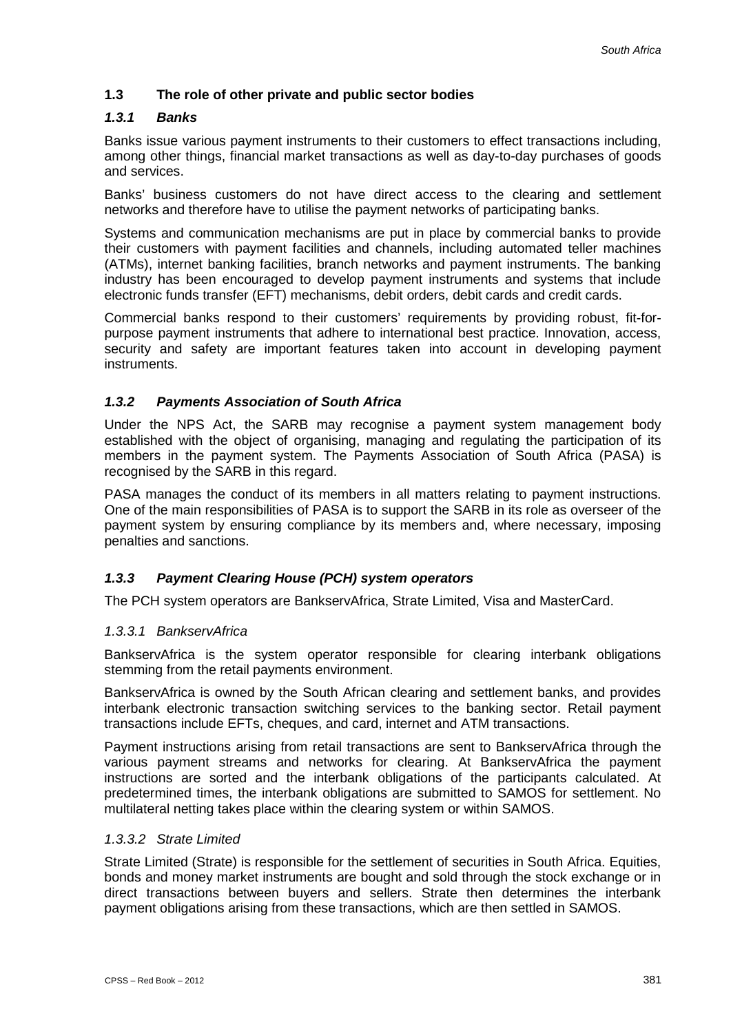## 1.3 The role of other private and public sector bodies

### *1.3.1 Banks*

Banks issue various payment instruments to their customers to effect transactions including, among other things, financial market transactions as well as day-to-day purchases of goods and services.

Banks' business customers do not have direct access to the clearing and settlement networks and therefore have to utilise the payment networks of participating banks.

Systems and communication mechanisms are put in place by commercial banks to provide their customers with payment facilities and channels, including automated teller machines (ATMs), internet banking facilities, branch networks and payment instruments. The banking industry has been encouraged to develop payment instruments and systems that include electronic funds transfer (EFT) mechanisms, debit orders, debit cards and credit cards.

Commercial banks respond to their customers' requirements by providing robust, fit-for-purpose payment instruments that adhere to international best practice. Innovation, access, security and safety are important features taken into account in developing payment instruments.

### *1.3.2 Payments Association of South Africa*

Under the NPS Act, the SARB may recognise a payment system management body established with the object of organising, managing and regulating the participation of its members in the payment system. The Payments Association of South Africa (PASA) is recognised by the SARB in this regard.

PASA manages the conduct of its members in all matters relating to payment instructions. One of the main responsibilities of PASA is to support the SARB in its role as overseer of the payment system by ensuring compliance by its members and, where necessary, imposing penalties and sanctions.

### *1.3.3 Payment Clearing House (PCH) system operators*

The PCH system operators are BankservAfrica, Strate Limited, Visa and MasterCard.

#### *1.3.3.1 BankservAfrica*

BankservAfrica is the system operator responsible for clearing interbank obligations stemming from the retail payments environment.

BankservAfrica is owned by the South African clearing and settlement banks, and provides interbank electronic transaction switching services to the banking sector. Retail payment transactions include EFTs, cheques, and card, internet and ATM transactions.

Payment instructions arising from retail transactions are sent to BankservAfrica through the various payment streams and networks for clearing. At BankservAfrica the payment instructions are sorted and the interbank obligations of the participants calculated. At predetermined times, the interbank obligations are submitted to SAMOS for settlement. No multilateral netting takes place within the clearing system or within SAMOS.

#### *1.3.3.2 Strate Limited*

Strate Limited (Strate) is responsible for the settlement of securities in South Africa. Equities, bonds and money market instruments are bought and sold through the stock exchange or in direct transactions between buyers and sellers. Strate then determines the interbank payment obligations arising from these transactions, which are then settled in SAMOS.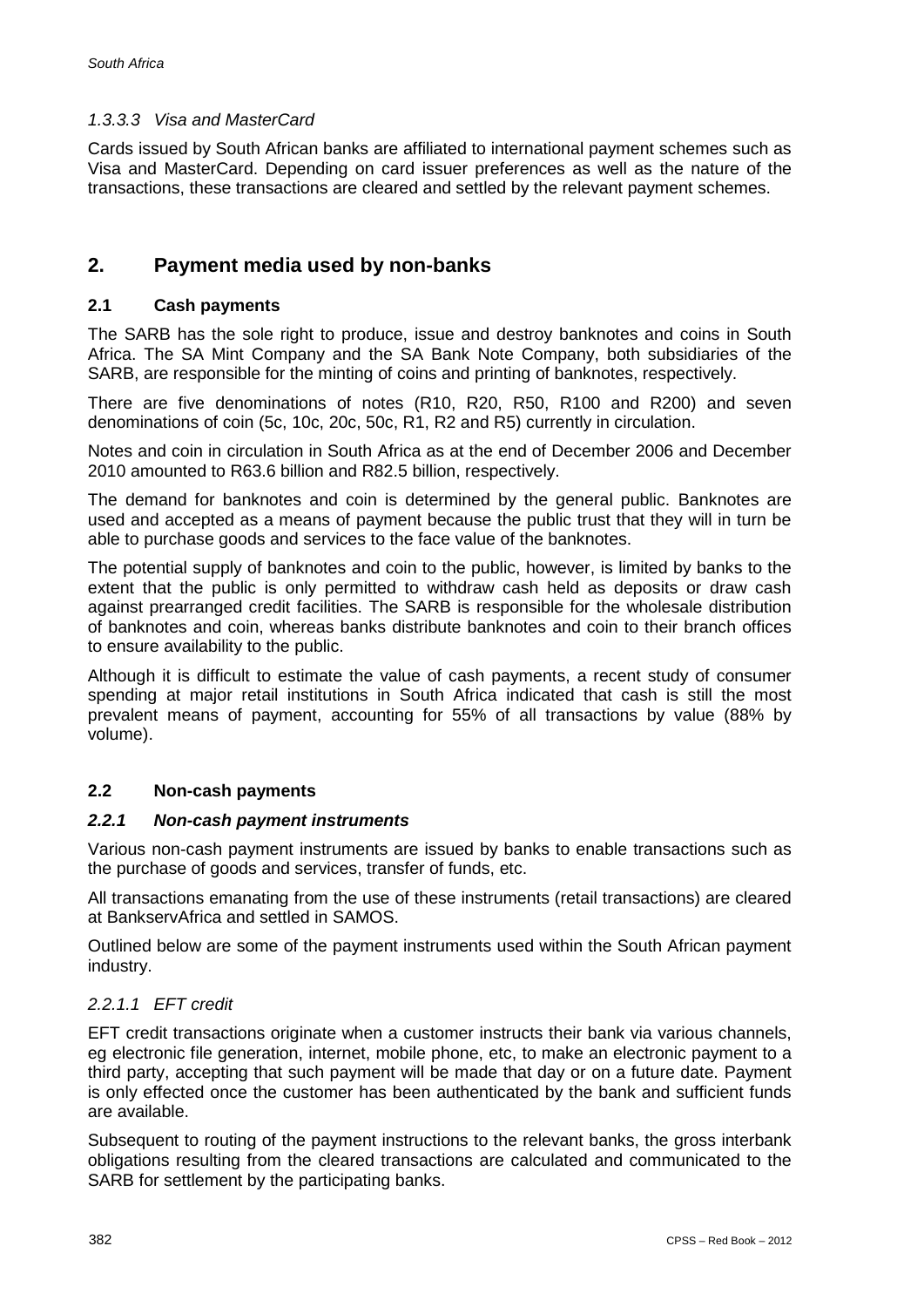#### *1.3.3.3 Visa and MasterCard*

Cards issued by South African banks are affiliated to international payment schemes such as Visa and MasterCard. Depending on card issuer preferences as well as the nature of the transactions, these transactions are cleared and settled by the relevant payment schemes.

## 2. Payment media used by non-banks

### 2.1 Cash payments

The SARB has the sole right to produce, issue and destroy banknotes and coins in South Africa. The SA Mint Company and the SA Bank Note Company, both subsidiaries of the SARB, are responsible for the minting of coins and printing of banknotes, respectively.

There are five denominations of notes (R10, R20, R50, R100 and R200) and seven denominations of coin (5c, 10c, 20c, 50c, R1, R2 and R5) currently in circulation.

Notes and coin in circulation in South Africa as at the end of December 2006 and December 2010 amounted to R63.6 billion and R82.5 billion, respectively.

The demand for banknotes and coin is determined by the general public. Banknotes are used and accepted as a means of payment because the public trust that they will in turn be able to purchase goods and services to the face value of the banknotes.

The potential supply of banknotes and coin to the public, however, is limited by banks to the extent that the public is only permitted to withdraw cash held as deposits or draw cash against prearranged credit facilities. The SARB is responsible for the wholesale distribution of banknotes and coin, whereas banks distribute banknotes and coin to their branch offices to ensure availability to the public.

Although it is difficult to estimate the value of cash payments, a recent study of consumer spending at major retail institutions in South Africa indicated that cash is still the most prevalent means of payment, accounting for 55% of all transactions by value (88% by volume).

### 2.2 Non-cash payments

#### *2.2.1 Non-cash payment instruments*

Various non-cash payment instruments are issued by banks to enable transactions such as the purchase of goods and services, transfer of funds, etc.

All transactions emanating from the use of these instruments (retail transactions) are cleared at BankservAfrica and settled in SAMOS.

Outlined below are some of the payment instruments used within the South African payment industry.

##### *2.2.1.1 EFT credit*

EFT credit transactions originate when a customer instructs their bank via various channels, eg electronic file generation, internet, mobile phone, etc, to make an electronic payment to a third party, accepting that such payment will be made that day or on a future date. Payment is only effected once the customer has been authenticated by the bank and sufficient funds are available.

Subsequent to routing of the payment instructions to the relevant banks, the gross interbank obligations resulting from the cleared transactions are calculated and communicated to the SARB for settlement by the participating banks.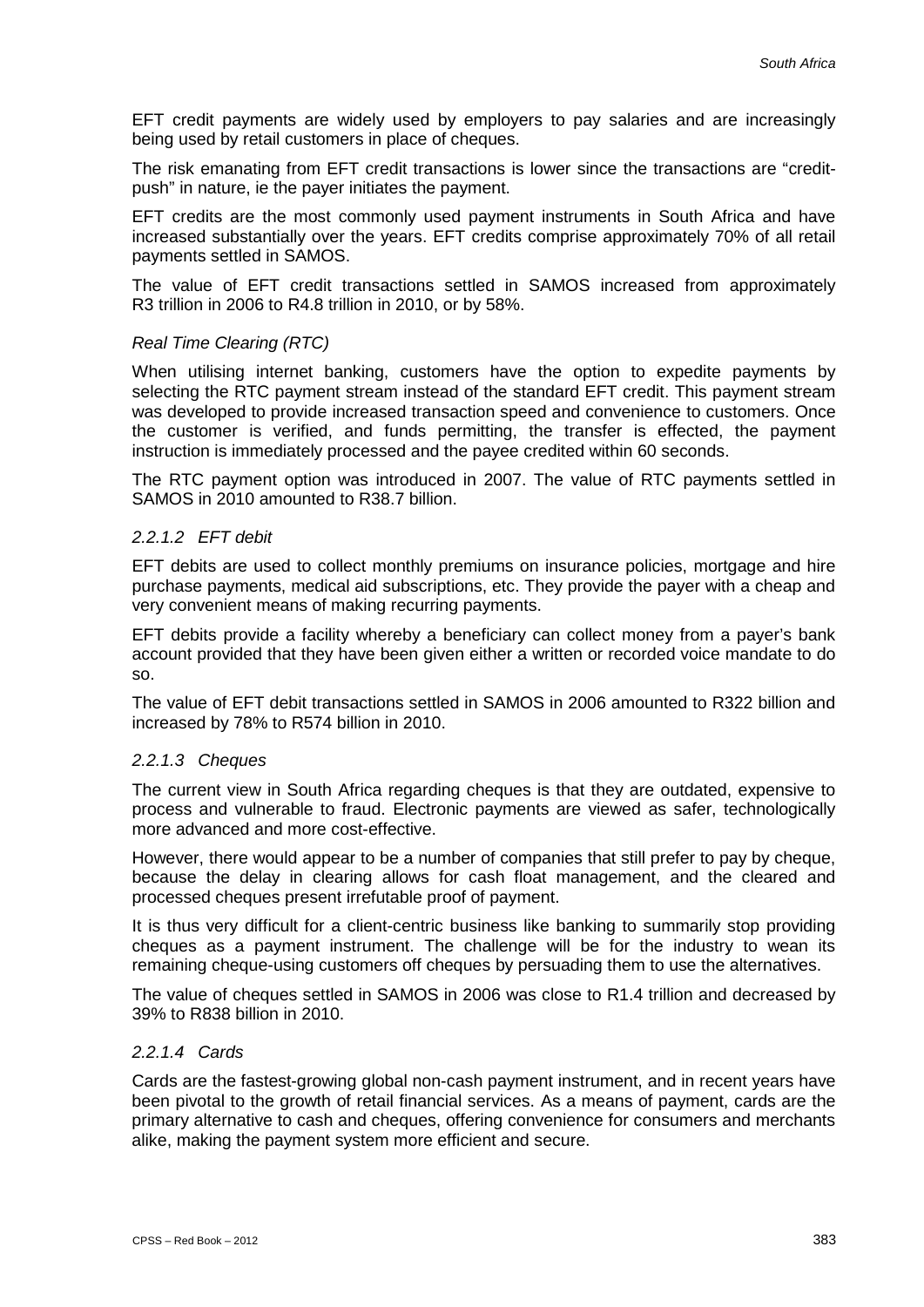EFT credit payments are widely used by employers to pay salaries and are increasingly being used by retail customers in place of cheques.

The risk emanating from EFT credit transactions is lower since the transactions are "credit-push" in nature, ie the payer initiates the payment.

EFT credits are the most commonly used payment instruments in South Africa and have increased substantially over the years. EFT credits comprise approximately 70% of all retail payments settled in SAMOS.

The value of EFT credit transactions settled in SAMOS increased from approximately R3 trillion in 2006 to R4.8 trillion in 2010, or by 58%.

*Real Time Clearing (RTC)*

When utilising internet banking, customers have the option to expedite payments by selecting the RTC payment stream instead of the standard EFT credit. This payment stream was developed to provide increased transaction speed and convenience to customers. Once the customer is verified, and funds permitting, the transfer is effected, the payment instruction is immediately processed and the payee credited within 60 seconds.

The RTC payment option was introduced in 2007. The value of RTC payments settled in SAMOS in 2010 amounted to R38.7 billion.

#### *2.2.1.2 EFT debit*

EFT debits are used to collect monthly premiums on insurance policies, mortgage and hire purchase payments, medical aid subscriptions, etc. They provide the payer with a cheap and very convenient means of making recurring payments.

EFT debits provide a facility whereby a beneficiary can collect money from a payer's bank account provided that they have been given either a written or recorded voice mandate to do so.

The value of EFT debit transactions settled in SAMOS in 2006 amounted to R322 billion and increased by 78% to R574 billion in 2010.

#### *2.2.1.3 Cheques*

The current view in South Africa regarding cheques is that they are outdated, expensive to process and vulnerable to fraud. Electronic payments are viewed as safer, technologically more advanced and more cost-effective.

However, there would appear to be a number of companies that still prefer to pay by cheque, because the delay in clearing allows for cash float management, and the cleared and processed cheques present irrefutable proof of payment.

It is thus very difficult for a client-centric business like banking to summarily stop providing cheques as a payment instrument. The challenge will be for the industry to wean its remaining cheque-using customers off cheques by persuading them to use the alternatives.

The value of cheques settled in SAMOS in 2006 was close to R1.4 trillion and decreased by 39% to R838 billion in 2010.

#### *2.2.1.4 Cards*

Cards are the fastest-growing global non-cash payment instrument, and in recent years have been pivotal to the growth of retail financial services. As a means of payment, cards are the primary alternative to cash and cheques, offering convenience for consumers and merchants alike, making the payment system more efficient and secure.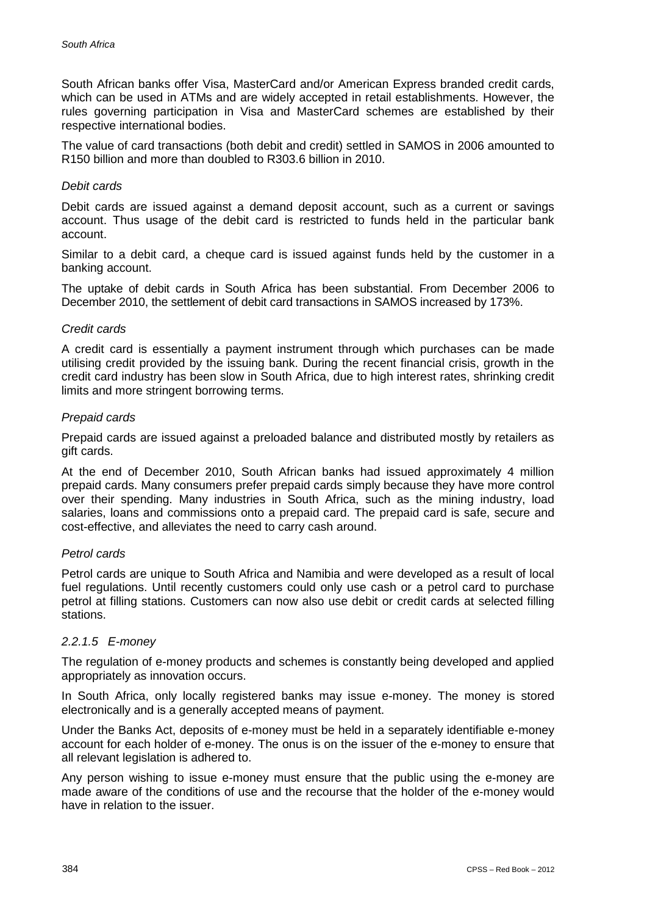South African banks offer Visa, MasterCard and/or American Express branded credit cards, which can be used in ATMs and are widely accepted in retail establishments. However, the rules governing participation in Visa and MasterCard schemes are established by their respective international bodies.

The value of card transactions (both debit and credit) settled in SAMOS in 2006 amounted to R150 billion and more than doubled to R303.6 billion in 2010.

*Debit cards*

Debit cards are issued against a demand deposit account, such as a current or savings account. Thus usage of the debit card is restricted to funds held in the particular bank account.

Similar to a debit card, a cheque card is issued against funds held by the customer in a banking account.

The uptake of debit cards in South Africa has been substantial. From December 2006 to December 2010, the settlement of debit card transactions in SAMOS increased by 173%.

*Credit cards*

A credit card is essentially a payment instrument through which purchases can be made utilising credit provided by the issuing bank. During the recent financial crisis, growth in the credit card industry has been slow in South Africa, due to high interest rates, shrinking credit limits and more stringent borrowing terms.

*Prepaid cards*

Prepaid cards are issued against a preloaded balance and distributed mostly by retailers as gift cards.

At the end of December 2010, South African banks had issued approximately 4 million prepaid cards. Many consumers prefer prepaid cards simply because they have more control over their spending. Many industries in South Africa, such as the mining industry, load salaries, loans and commissions onto a prepaid card. The prepaid card is safe, secure and cost-effective, and alleviates the need to carry cash around.

*Petrol cards*

Petrol cards are unique to South Africa and Namibia and were developed as a result of local fuel regulations. Until recently customers could only use cash or a petrol card to purchase petrol at filling stations. Customers can now also use debit or credit cards at selected filling stations.

#### *2.2.1.5 E-money*

The regulation of e-money products and schemes is constantly being developed and applied appropriately as innovation occurs.

In South Africa, only locally registered banks may issue e-money. The money is stored electronically and is a generally accepted means of payment.

Under the Banks Act, deposits of e-money must be held in a separately identifiable e-money account for each holder of e-money. The onus is on the issuer of the e-money to ensure that all relevant legislation is adhered to.

Any person wishing to issue e-money must ensure that the public using the e-money are made aware of the conditions of use and the recourse that the holder of the e-money would have in relation to the issuer.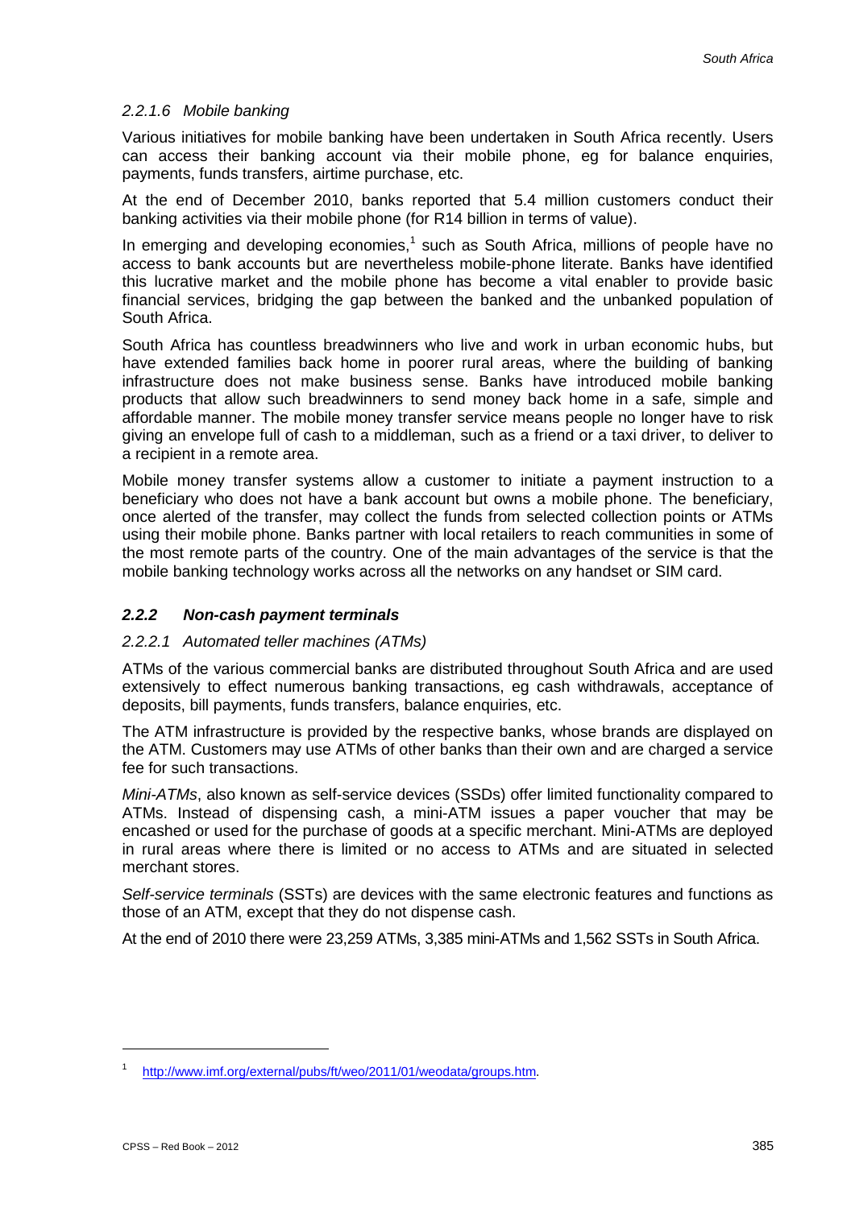#### *2.2.1.6 Mobile banking*

Various initiatives for mobile banking have been undertaken in South Africa recently. Users can access their banking account via their mobile phone, eg for balance enquiries, payments, funds transfers, airtime purchase, etc.

At the end of December 2010, banks reported that 5.4 million customers conduct their banking activities via their mobile phone (for R14 billion in terms of value).

In emerging and developing economies,[1] such as South Africa, millions of people have no access to bank accounts but are nevertheless mobile-phone literate. Banks have identified this lucrative market and the mobile phone has become a vital enabler to provide basic financial services, bridging the gap between the banked and the unbanked population of South Africa.

South Africa has countless breadwinners who live and work in urban economic hubs, but have extended families back home in poorer rural areas, where the building of banking infrastructure does not make business sense. Banks have introduced mobile banking products that allow such breadwinners to send money back home in a safe, simple and affordable manner. The mobile money transfer service means people no longer have to risk giving an envelope full of cash to a middleman, such as a friend or a taxi driver, to deliver to a recipient in a remote area.

Mobile money transfer systems allow a customer to initiate a payment instruction to a beneficiary who does not have a bank account but owns a mobile phone. The beneficiary, once alerted of the transfer, may collect the funds from selected collection points or ATMs using their mobile phone. Banks partner with local retailers to reach communities in some of the most remote parts of the country. One of the main advantages of the service is that the mobile banking technology works across all the networks on any handset or SIM card.

### *2.2.2 Non-cash payment terminals*

#### *2.2.2.1 Automated teller machines (ATMs)*

ATMs of the various commercial banks are distributed throughout South Africa and are used extensively to effect numerous banking transactions, eg cash withdrawals, acceptance of deposits, bill payments, funds transfers, balance enquiries, etc.

The ATM infrastructure is provided by the respective banks, whose brands are displayed on the ATM. Customers may use ATMs of other banks than their own and are charged a service fee for such transactions.

*Mini-ATMs*, also known as self-service devices (SSDs) offer limited functionality compared to ATMs. Instead of dispensing cash, a mini-ATM issues a paper voucher that may be encashed or used for the purchase of goods at a specific merchant. Mini-ATMs are deployed in rural areas where there is limited or no access to ATMs and are situated in selected merchant stores.

*Self-service terminals* (SSTs) are devices with the same electronic features and functions as those of an ATM, except that they do not dispense cash.

At the end of 2010 there were 23,259 ATMs, 3,385 mini-ATMs and 1,562 SSTs in South Africa.

---

[1] http://www.imf.org/external/pubs/ft/weo/2011/01/weodata/groups.htm.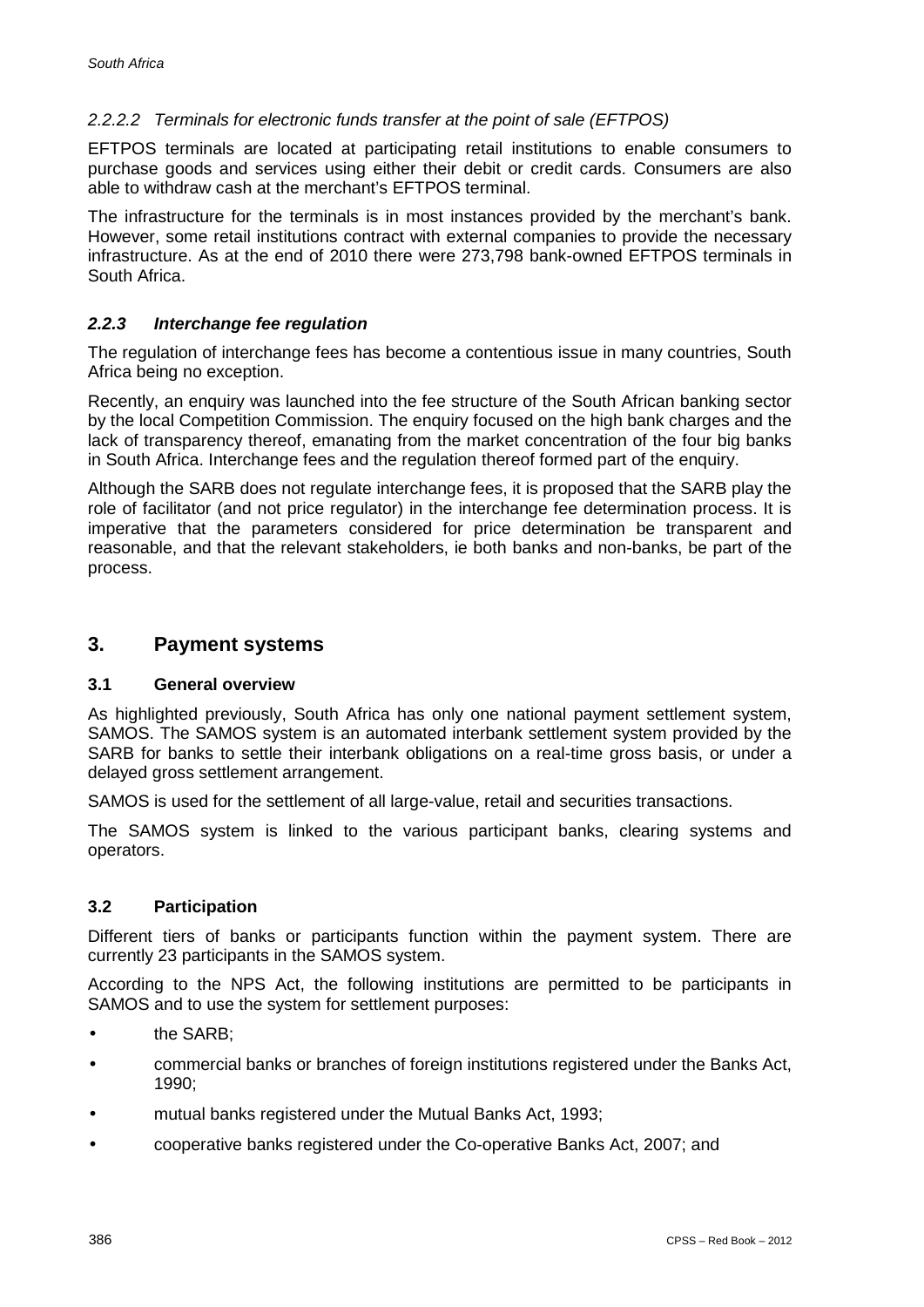#### *2.2.2.2 Terminals for electronic funds transfer at the point of sale (EFTPOS)*

EFTPOS terminals are located at participating retail institutions to enable consumers to purchase goods and services using either their debit or credit cards. Consumers are also able to withdraw cash at the merchant's EFTPOS terminal.

The infrastructure for the terminals is in most instances provided by the merchant's bank. However, some retail institutions contract with external companies to provide the necessary infrastructure. As at the end of 2010 there were 273,798 bank-owned EFTPOS terminals in South Africa.

### *2.2.3 Interchange fee regulation*

The regulation of interchange fees has become a contentious issue in many countries, South Africa being no exception.

Recently, an enquiry was launched into the fee structure of the South African banking sector by the local Competition Commission. The enquiry focused on the high bank charges and the lack of transparency thereof, emanating from the market concentration of the four big banks in South Africa. Interchange fees and the regulation thereof formed part of the enquiry.

Although the SARB does not regulate interchange fees, it is proposed that the SARB play the role of facilitator (and not price regulator) in the interchange fee determination process. It is imperative that the parameters considered for price determination be transparent and reasonable, and that the relevant stakeholders, ie both banks and non-banks, be part of the process.

## 3. Payment systems

### 3.1 General overview

As highlighted previously, South Africa has only one national payment settlement system, SAMOS. The SAMOS system is an automated interbank settlement system provided by the SARB for banks to settle their interbank obligations on a real-time gross basis, or under a delayed gross settlement arrangement.

SAMOS is used for the settlement of all large-value, retail and securities transactions.

The SAMOS system is linked to the various participant banks, clearing systems and operators.

### 3.2 Participation

Different tiers of banks or participants function within the payment system. There are currently 23 participants in the SAMOS system.

According to the NPS Act, the following institutions are permitted to be participants in SAMOS and to use the system for settlement purposes:

- the SARB;
- commercial banks or branches of foreign institutions registered under the Banks Act, 1990;
- mutual banks registered under the Mutual Banks Act, 1993;
- cooperative banks registered under the Co-operative Banks Act, 2007; and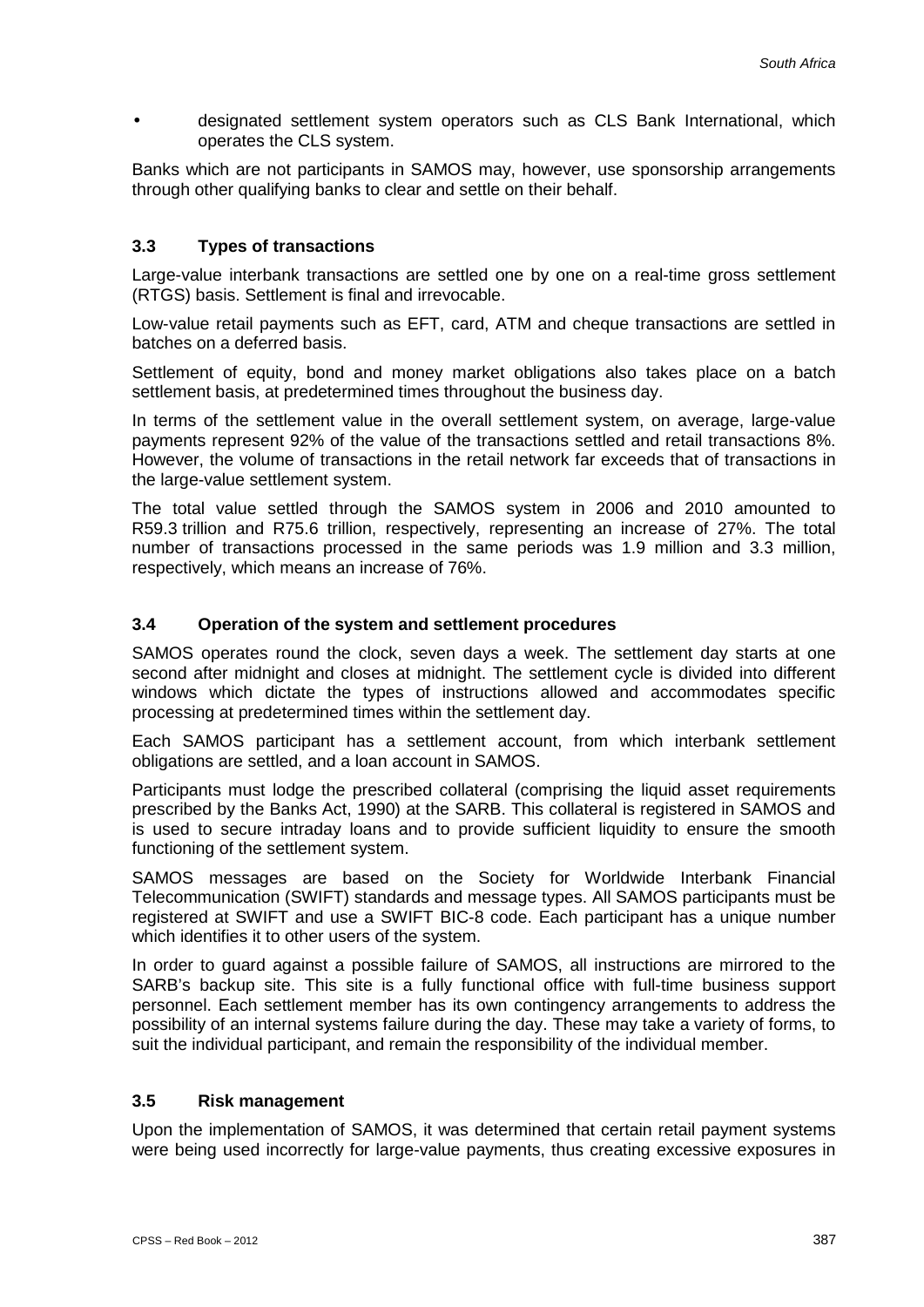- designated settlement system operators such as CLS Bank International, which operates the CLS system.

Banks which are not participants in SAMOS may, however, use sponsorship arrangements through other qualifying banks to clear and settle on their behalf.

### 3.3 Types of transactions

Large-value interbank transactions are settled one by one on a real-time gross settlement (RTGS) basis. Settlement is final and irrevocable.

Low-value retail payments such as EFT, card, ATM and cheque transactions are settled in batches on a deferred basis.

Settlement of equity, bond and money market obligations also takes place on a batch settlement basis, at predetermined times throughout the business day.

In terms of the settlement value in the overall settlement system, on average, large-value payments represent 92% of the value of the transactions settled and retail transactions 8%. However, the volume of transactions in the retail network far exceeds that of transactions in the large-value settlement system.

The total value settled through the SAMOS system in 2006 and 2010 amounted to R59.3 trillion and R75.6 trillion, respectively, representing an increase of 27%. The total number of transactions processed in the same periods was 1.9 million and 3.3 million, respectively, which means an increase of 76%.

### 3.4 Operation of the system and settlement procedures

SAMOS operates round the clock, seven days a week. The settlement day starts at one second after midnight and closes at midnight. The settlement cycle is divided into different windows which dictate the types of instructions allowed and accommodates specific processing at predetermined times within the settlement day.

Each SAMOS participant has a settlement account, from which interbank settlement obligations are settled, and a loan account in SAMOS.

Participants must lodge the prescribed collateral (comprising the liquid asset requirements prescribed by the Banks Act, 1990) at the SARB. This collateral is registered in SAMOS and is used to secure intraday loans and to provide sufficient liquidity to ensure the smooth functioning of the settlement system.

SAMOS messages are based on the Society for Worldwide Interbank Financial Telecommunication (SWIFT) standards and message types. All SAMOS participants must be registered at SWIFT and use a SWIFT BIC-8 code. Each participant has a unique number which identifies it to other users of the system.

In order to guard against a possible failure of SAMOS, all instructions are mirrored to the SARB's backup site. This site is a fully functional office with full-time business support personnel. Each settlement member has its own contingency arrangements to address the possibility of an internal systems failure during the day. These may take a variety of forms, to suit the individual participant, and remain the responsibility of the individual member.

### 3.5 Risk management

Upon the implementation of SAMOS, it was determined that certain retail payment systems were being used incorrectly for large-value payments, thus creating excessive exposures in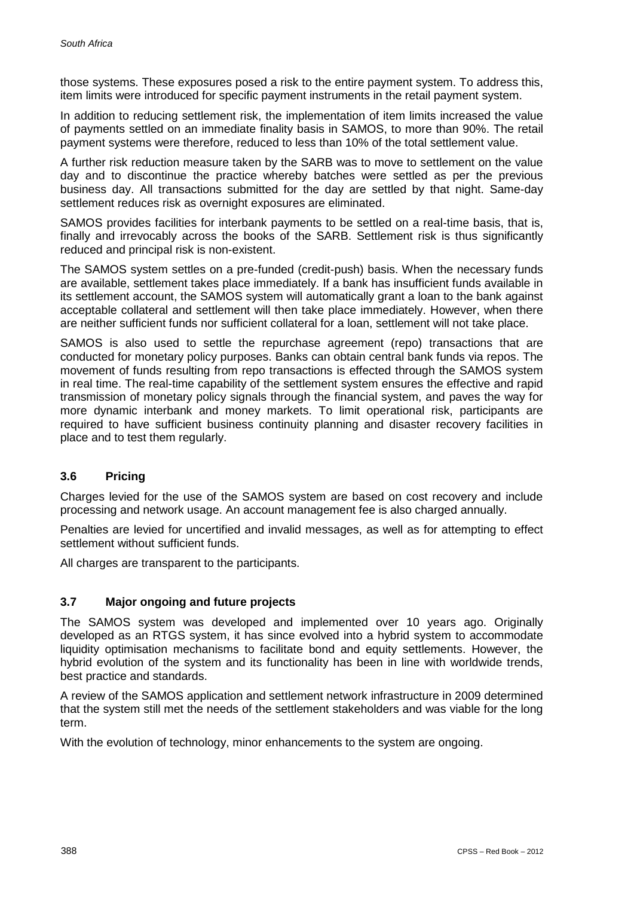those systems. These exposures posed a risk to the entire payment system. To address this, item limits were introduced for specific payment instruments in the retail payment system.

In addition to reducing settlement risk, the implementation of item limits increased the value of payments settled on an immediate finality basis in SAMOS, to more than 90%. The retail payment systems were therefore, reduced to less than 10% of the total settlement value.

A further risk reduction measure taken by the SARB was to move to settlement on the value day and to discontinue the practice whereby batches were settled as per the previous business day. All transactions submitted for the day are settled by that night. Same-day settlement reduces risk as overnight exposures are eliminated.

SAMOS provides facilities for interbank payments to be settled on a real-time basis, that is, finally and irrevocably across the books of the SARB. Settlement risk is thus significantly reduced and principal risk is non-existent.

The SAMOS system settles on a pre-funded (credit-push) basis. When the necessary funds are available, settlement takes place immediately. If a bank has insufficient funds available in its settlement account, the SAMOS system will automatically grant a loan to the bank against acceptable collateral and settlement will then take place immediately. However, when there are neither sufficient funds nor sufficient collateral for a loan, settlement will not take place.

SAMOS is also used to settle the repurchase agreement (repo) transactions that are conducted for monetary policy purposes. Banks can obtain central bank funds via repos. The movement of funds resulting from repo transactions is effected through the SAMOS system in real time. The real-time capability of the settlement system ensures the effective and rapid transmission of monetary policy signals through the financial system, and paves the way for more dynamic interbank and money markets. To limit operational risk, participants are required to have sufficient business continuity planning and disaster recovery facilities in place and to test them regularly.

### 3.6 Pricing

Charges levied for the use of the SAMOS system are based on cost recovery and include processing and network usage. An account management fee is also charged annually.

Penalties are levied for uncertified and invalid messages, as well as for attempting to effect settlement without sufficient funds.

All charges are transparent to the participants.

### 3.7 Major ongoing and future projects

The SAMOS system was developed and implemented over 10 years ago. Originally developed as an RTGS system, it has since evolved into a hybrid system to accommodate liquidity optimisation mechanisms to facilitate bond and equity settlements. However, the hybrid evolution of the system and its functionality has been in line with worldwide trends, best practice and standards.

A review of the SAMOS application and settlement network infrastructure in 2009 determined that the system still met the needs of the settlement stakeholders and was viable for the long term.

With the evolution of technology, minor enhancements to the system are ongoing.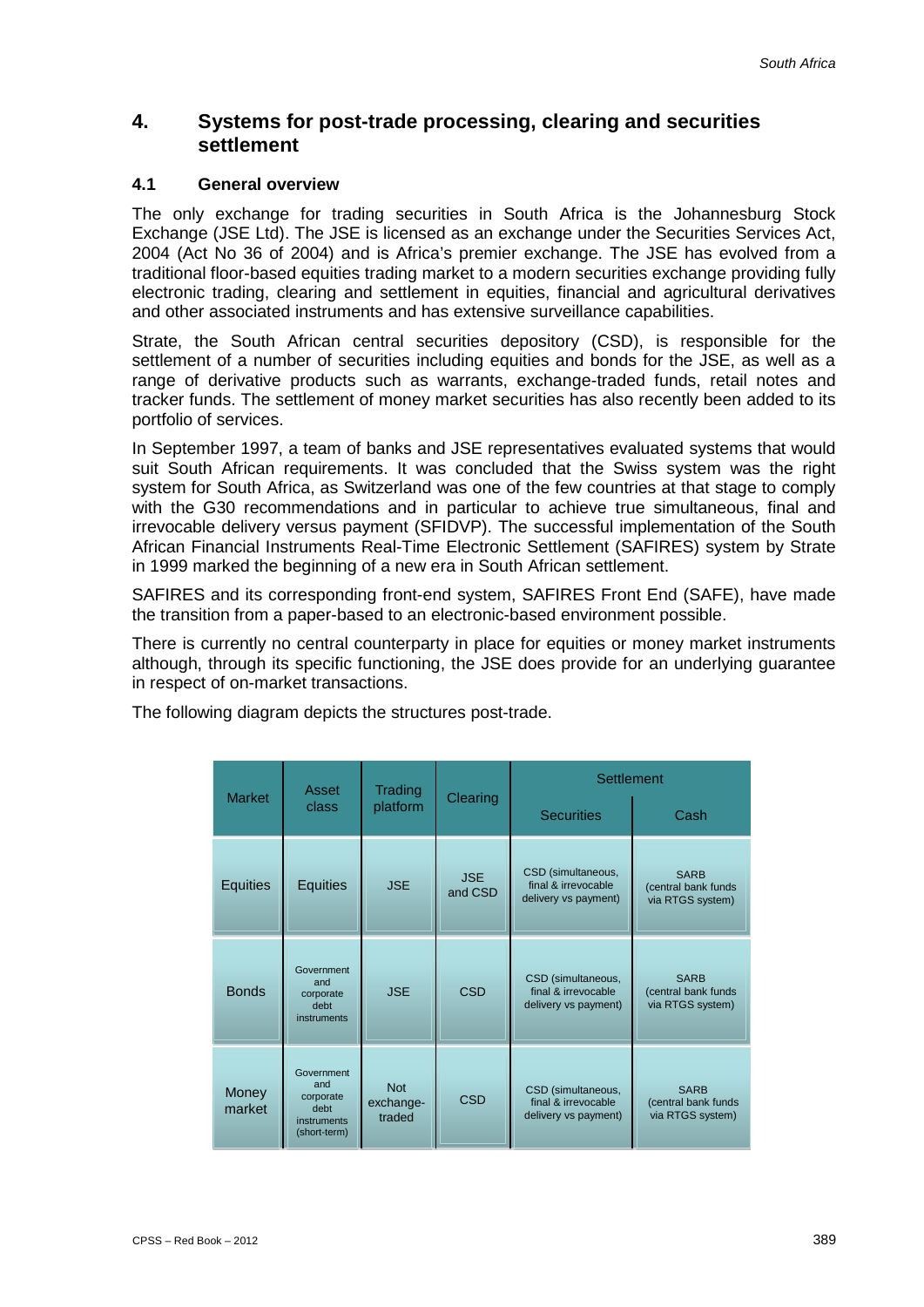## 4. Systems for post-trade processing, clearing and securities settlement

### 4.1 General overview

The only exchange for trading securities in South Africa is the Johannesburg Stock Exchange (JSE Ltd). The JSE is licensed as an exchange under the Securities Services Act, 2004 (Act No 36 of 2004) and is Africa's premier exchange. The JSE has evolved from a traditional floor-based equities trading market to a modern securities exchange providing fully electronic trading, clearing and settlement in equities, financial and agricultural derivatives and other associated instruments and has extensive surveillance capabilities.

Strate, the South African central securities depository (CSD), is responsible for the settlement of a number of securities including equities and bonds for the JSE, as well as a range of derivative products such as warrants, exchange-traded funds, retail notes and tracker funds. The settlement of money market securities has also recently been added to its portfolio of services.

In September 1997, a team of banks and JSE representatives evaluated systems that would suit South African requirements. It was concluded that the Swiss system was the right system for South Africa, as Switzerland was one of the few countries at that stage to comply with the G30 recommendations and in particular to achieve true simultaneous, final and irrevocable delivery versus payment (SFIDVP). The successful implementation of the South African Financial Instruments Real-Time Electronic Settlement (SAFIRES) system by Strate in 1999 marked the beginning of a new era in South African settlement.

SAFIRES and its corresponding front-end system, SAFIRES Front End (SAFE), have made the transition from a paper-based to an electronic-based environment possible.

There is currently no central counterparty in place for equities or money market instruments although, through its specific functioning, the JSE does provide for an underlying guarantee in respect of on-market transactions.

The following diagram depicts the structures post-trade.

| Market | Asset class | Trading platform | Clearing | Settlement | |
|---|---|---|---|---|---|
| | | | | Securities | Cash |
| Equities | Equities | JSE | JSE and CSD | CSD (simultaneous, final & irrevocable delivery vs payment) | SARB (central bank funds via RTGS system) |
| Bonds | Government and corporate debt instruments | JSE | CSD | CSD (simultaneous, final & irrevocable delivery vs payment) | SARB (central bank funds via RTGS system) |
| Money market | Government and corporate debt instruments (short-term) | Not exchange-traded | CSD | CSD (simultaneous, final & irrevocable delivery vs payment) | SARB (central bank funds via RTGS system) |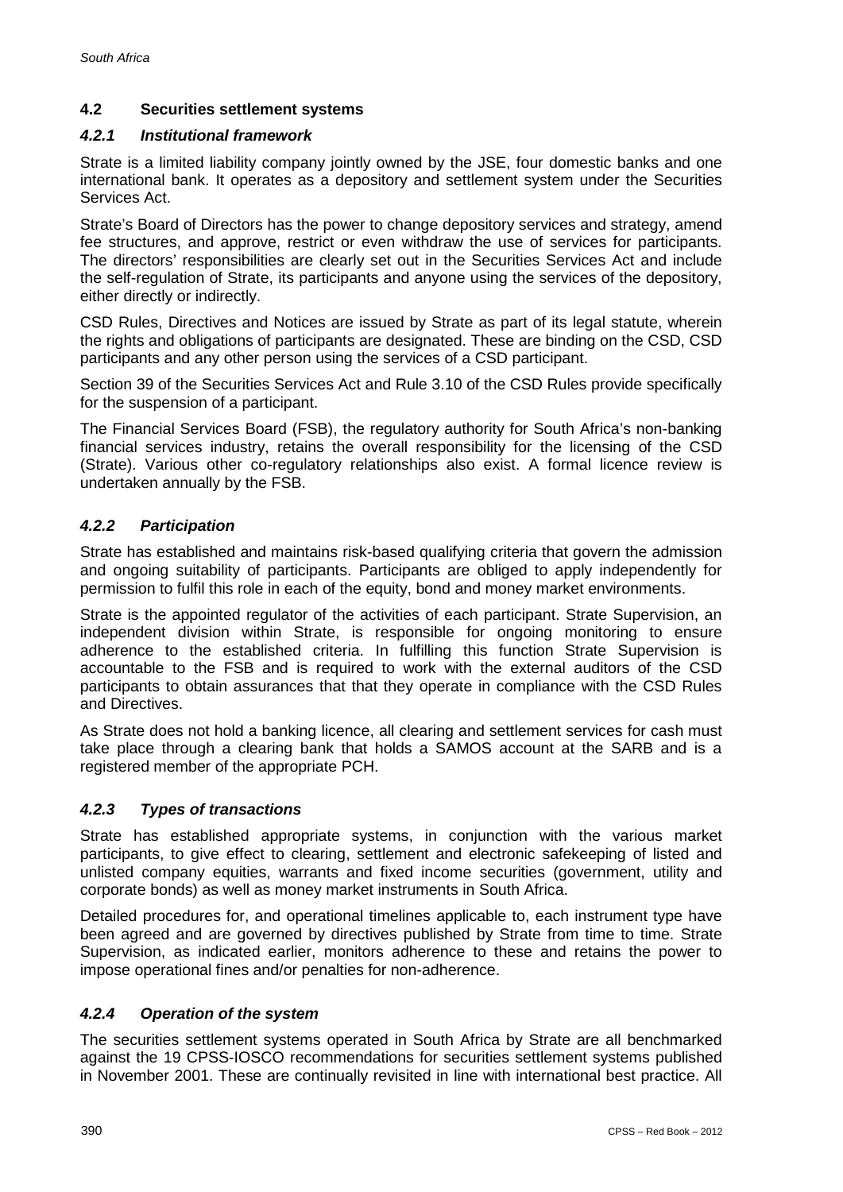## 4.2 Securities settlement systems

### *4.2.1 Institutional framework*

Strate is a limited liability company jointly owned by the JSE, four domestic banks and one international bank. It operates as a depository and settlement system under the Securities Services Act.

Strate's Board of Directors has the power to change depository services and strategy, amend fee structures, and approve, restrict or even withdraw the use of services for participants. The directors' responsibilities are clearly set out in the Securities Services Act and include the self-regulation of Strate, its participants and anyone using the services of the depository, either directly or indirectly.

CSD Rules, Directives and Notices are issued by Strate as part of its legal statute, wherein the rights and obligations of participants are designated. These are binding on the CSD, CSD participants and any other person using the services of a CSD participant.

Section 39 of the Securities Services Act and Rule 3.10 of the CSD Rules provide specifically for the suspension of a participant.

The Financial Services Board (FSB), the regulatory authority for South Africa's non-banking financial services industry, retains the overall responsibility for the licensing of the CSD (Strate). Various other co-regulatory relationships also exist. A formal licence review is undertaken annually by the FSB.

### *4.2.2 Participation*

Strate has established and maintains risk-based qualifying criteria that govern the admission and ongoing suitability of participants. Participants are obliged to apply independently for permission to fulfil this role in each of the equity, bond and money market environments.

Strate is the appointed regulator of the activities of each participant. Strate Supervision, an independent division within Strate, is responsible for ongoing monitoring to ensure adherence to the established criteria. In fulfilling this function Strate Supervision is accountable to the FSB and is required to work with the external auditors of the CSD participants to obtain assurances that that they operate in compliance with the CSD Rules and Directives.

As Strate does not hold a banking licence, all clearing and settlement services for cash must take place through a clearing bank that holds a SAMOS account at the SARB and is a registered member of the appropriate PCH.

### *4.2.3 Types of transactions*

Strate has established appropriate systems, in conjunction with the various market participants, to give effect to clearing, settlement and electronic safekeeping of listed and unlisted company equities, warrants and fixed income securities (government, utility and corporate bonds) as well as money market instruments in South Africa.

Detailed procedures for, and operational timelines applicable to, each instrument type have been agreed and are governed by directives published by Strate from time to time. Strate Supervision, as indicated earlier, monitors adherence to these and retains the power to impose operational fines and/or penalties for non-adherence.

### *4.2.4 Operation of the system*

The securities settlement systems operated in South Africa by Strate are all benchmarked against the 19 CPSS-IOSCO recommendations for securities settlement systems published in November 2001. These are continually revisited in line with international best practice. All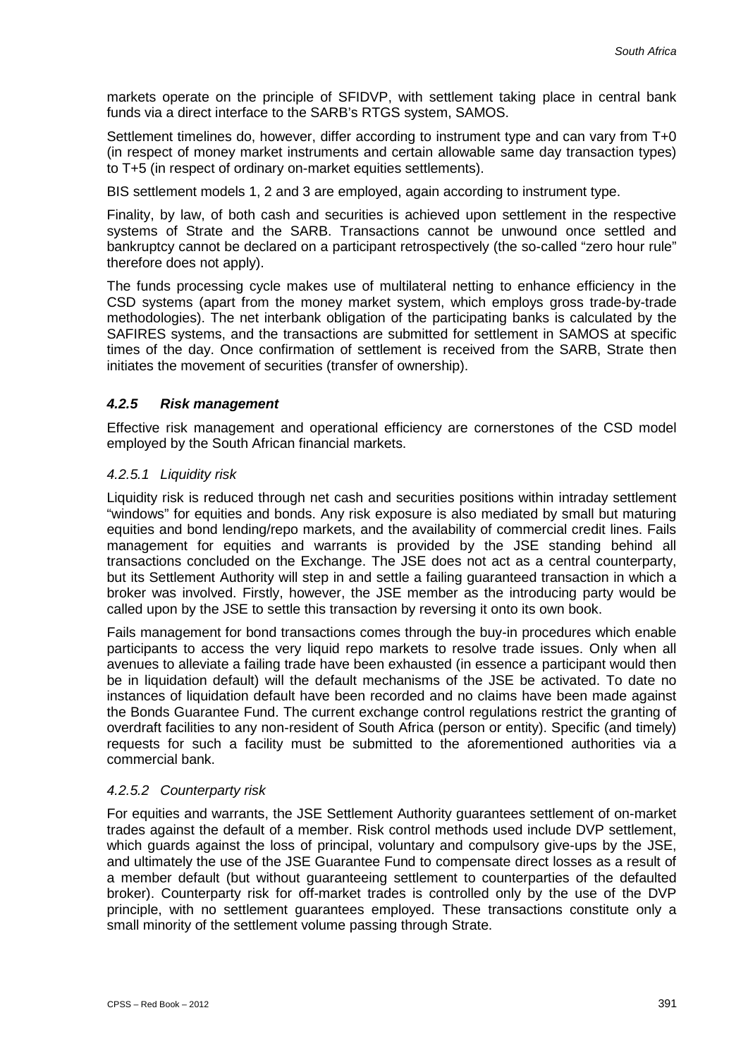markets operate on the principle of SFIDVP, with settlement taking place in central bank funds via a direct interface to the SARB's RTGS system, SAMOS.

Settlement timelines do, however, differ according to instrument type and can vary from T+0 (in respect of money market instruments and certain allowable same day transaction types) to T+5 (in respect of ordinary on-market equities settlements).

BIS settlement models 1, 2 and 3 are employed, again according to instrument type.

Finality, by law, of both cash and securities is achieved upon settlement in the respective systems of Strate and the SARB. Transactions cannot be unwound once settled and bankruptcy cannot be declared on a participant retrospectively (the so-called "zero hour rule" therefore does not apply).

The funds processing cycle makes use of multilateral netting to enhance efficiency in the CSD systems (apart from the money market system, which employs gross trade-by-trade methodologies). The net interbank obligation of the participating banks is calculated by the SAFIRES systems, and the transactions are submitted for settlement in SAMOS at specific times of the day. Once confirmation of settlement is received from the SARB, Strate then initiates the movement of securities (transfer of ownership).

### *4.2.5 Risk management*

Effective risk management and operational efficiency are cornerstones of the CSD model employed by the South African financial markets.

#### *4.2.5.1 Liquidity risk*

Liquidity risk is reduced through net cash and securities positions within intraday settlement "windows" for equities and bonds. Any risk exposure is also mediated by small but maturing equities and bond lending/repo markets, and the availability of commercial credit lines. Fails management for equities and warrants is provided by the JSE standing behind all transactions concluded on the Exchange. The JSE does not act as a central counterparty, but its Settlement Authority will step in and settle a failing guaranteed transaction in which a broker was involved. Firstly, however, the JSE member as the introducing party would be called upon by the JSE to settle this transaction by reversing it onto its own book.

Fails management for bond transactions comes through the buy-in procedures which enable participants to access the very liquid repo markets to resolve trade issues. Only when all avenues to alleviate a failing trade have been exhausted (in essence a participant would then be in liquidation default) will the default mechanisms of the JSE be activated. To date no instances of liquidation default have been recorded and no claims have been made against the Bonds Guarantee Fund. The current exchange control regulations restrict the granting of overdraft facilities to any non-resident of South Africa (person or entity). Specific (and timely) requests for such a facility must be submitted to the aforementioned authorities via a commercial bank.

#### *4.2.5.2 Counterparty risk*

For equities and warrants, the JSE Settlement Authority guarantees settlement of on-market trades against the default of a member. Risk control methods used include DVP settlement, which guards against the loss of principal, voluntary and compulsory give-ups by the JSE, and ultimately the use of the JSE Guarantee Fund to compensate direct losses as a result of a member default (but without guaranteeing settlement to counterparties of the defaulted broker). Counterparty risk for off-market trades is controlled only by the use of the DVP principle, with no settlement guarantees employed. These transactions constitute only a small minority of the settlement volume passing through Strate.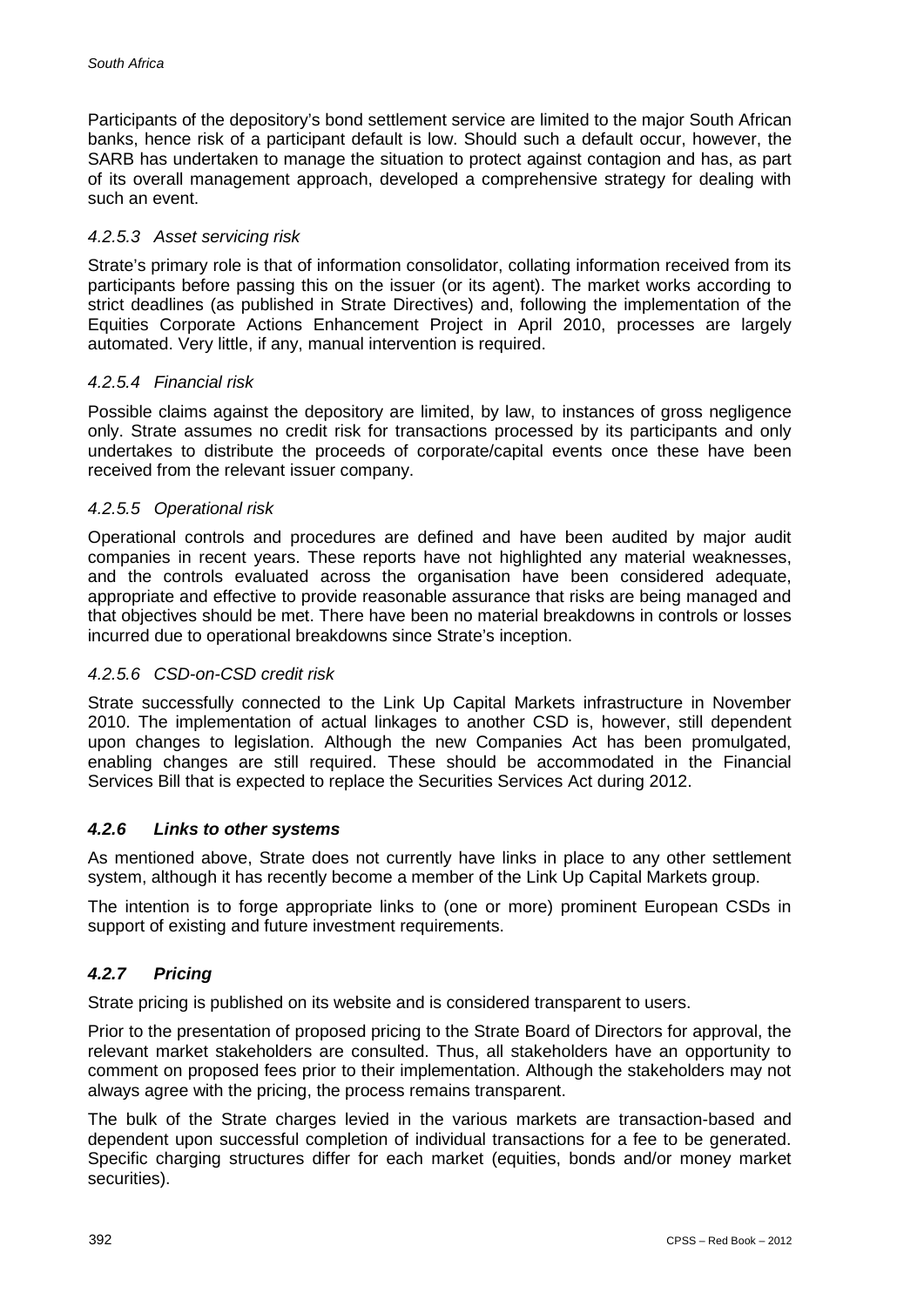Participants of the depository's bond settlement service are limited to the major South African banks, hence risk of a participant default is low. Should such a default occur, however, the SARB has undertaken to manage the situation to protect against contagion and has, as part of its overall management approach, developed a comprehensive strategy for dealing with such an event.

#### *4.2.5.3 Asset servicing risk*

Strate's primary role is that of information consolidator, collating information received from its participants before passing this on the issuer (or its agent). The market works according to strict deadlines (as published in Strate Directives) and, following the implementation of the Equities Corporate Actions Enhancement Project in April 2010, processes are largely automated. Very little, if any, manual intervention is required.

#### *4.2.5.4 Financial risk*

Possible claims against the depository are limited, by law, to instances of gross negligence only. Strate assumes no credit risk for transactions processed by its participants and only undertakes to distribute the proceeds of corporate/capital events once these have been received from the relevant issuer company.

#### *4.2.5.5 Operational risk*

Operational controls and procedures are defined and have been audited by major audit companies in recent years. These reports have not highlighted any material weaknesses, and the controls evaluated across the organisation have been considered adequate, appropriate and effective to provide reasonable assurance that risks are being managed and that objectives should be met. There have been no material breakdowns in controls or losses incurred due to operational breakdowns since Strate's inception.

#### *4.2.5.6 CSD-on-CSD credit risk*

Strate successfully connected to the Link Up Capital Markets infrastructure in November 2010. The implementation of actual linkages to another CSD is, however, still dependent upon changes to legislation. Although the new Companies Act has been promulgated, enabling changes are still required. These should be accommodated in the Financial Services Bill that is expected to replace the Securities Services Act during 2012.

### ***4.2.6 Links to other systems***

As mentioned above, Strate does not currently have links in place to any other settlement system, although it has recently become a member of the Link Up Capital Markets group.

The intention is to forge appropriate links to (one or more) prominent European CSDs in support of existing and future investment requirements.

### ***4.2.7 Pricing***

Strate pricing is published on its website and is considered transparent to users.

Prior to the presentation of proposed pricing to the Strate Board of Directors for approval, the relevant market stakeholders are consulted. Thus, all stakeholders have an opportunity to comment on proposed fees prior to their implementation. Although the stakeholders may not always agree with the pricing, the process remains transparent.

The bulk of the Strate charges levied in the various markets are transaction-based and dependent upon successful completion of individual transactions for a fee to be generated. Specific charging structures differ for each market (equities, bonds and/or money market securities).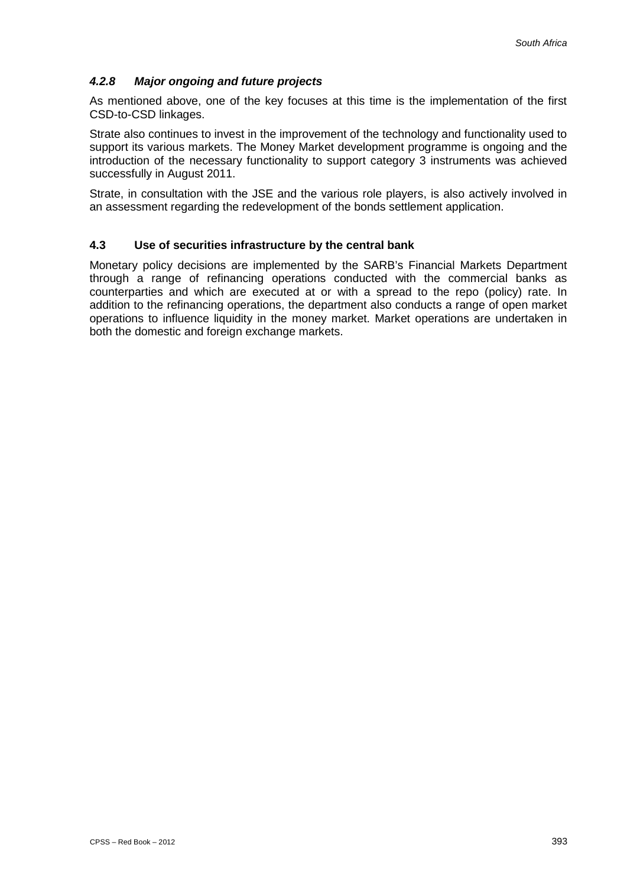#### *4.2.8 Major ongoing and future projects*

As mentioned above, one of the key focuses at this time is the implementation of the first CSD-to-CSD linkages.

Strate also continues to invest in the improvement of the technology and functionality used to support its various markets. The Money Market development programme is ongoing and the introduction of the necessary functionality to support category 3 instruments was achieved successfully in August 2011.

Strate, in consultation with the JSE and the various role players, is also actively involved in an assessment regarding the redevelopment of the bonds settlement application.

### 4.3 Use of securities infrastructure by the central bank

Monetary policy decisions are implemented by the SARB's Financial Markets Department through a range of refinancing operations conducted with the commercial banks as counterparties and which are executed at or with a spread to the repo (policy) rate. In addition to the refinancing operations, the department also conducts a range of open market operations to influence liquidity in the money market. Market operations are undertaken in both the domestic and foreign exchange markets.